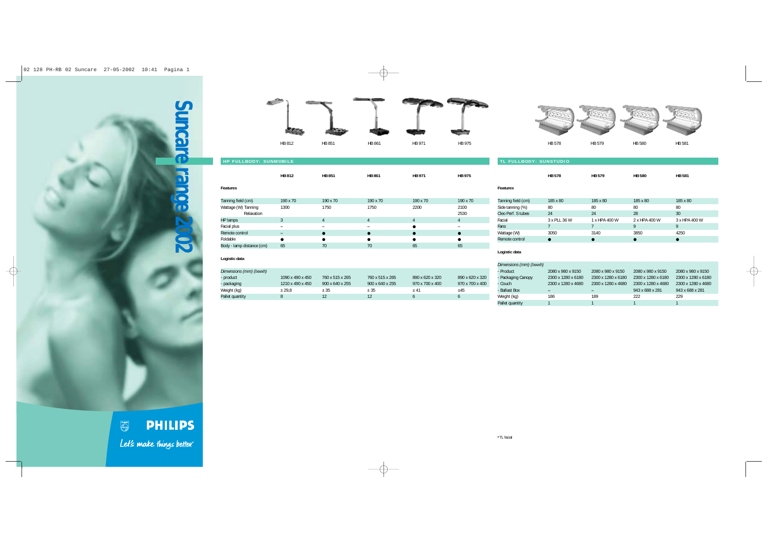# Suncare range 2002

## HP FULLBODY: SUNMOBILE

| | HB 812 | HB 851 | HB 861 | HB 971 | HB 975 |
|---|---|---|---|---|---|
| **Features** | | | | | |
| Tanning field (cm) | 190 x 70 | 190 x 70 | 190 x 70 | 190 x 70 | 190 x 70 |
| Wattage (W) Tanning | 1300 | 1750 | 1750 | 2200 | 2100 |
| Relaxation | | | | | 2530 |
| HP lamps | 3 | 4 | 4 | 4 | 4 |
| Facial plus | – | – | – | ● | – |
| Remote control | – | ● | ● | ● | ● |
| Foldable | ● | ● | ● | ● | ● |
| Body - lamp distance (cm) | 65 | 70 | 70 | 65 | 65 |
| **Logistic data** | | | | | |
| *Dimensions (mm) (lxwxh)* | | | | | |
| - product | 1090 x 490 x 450 | 760 x 515 x 265 | 760 x 515 x 265 | 890 x 620 x 320 | 890 x 620 x 320 |
| - packaging | 1210 x 490 x 450 | 900 x 640 x 255 | 900 x 640 x 255 | 970 x 700 x 400 | 970 x 700 x 400 |
| Weight (kg) | ± 29,8 | ± 35 | ± 35 | ± 41 | ±45 |
| Pallet quantity | 8 | 12 | 12 | 6 | 6 |

## TL FULLBODY: SUNSTUDIO

| | HB 578 | HB 579 | HB 580 | HB 581 |
|---|---|---|---|---|
| **Features** | | | | |
| Tanning field (cm) | 185 x 80 | 185 x 80 | 185 x 80 | 185 x 80 |
| Side tanning (%) | 80 | 80 | 80 | 80 |
| Cleo Perf. S tubes | 24 | 24 | 28 | 30 |
| Facial | 3 x PLL 36 W | 1 x HPA 400 W | 2 x HPA 400 W | 3 x HPA 400 W |
| Fans | 7 | 7 | 9 | 9 |
| Wattage (W) | 3050 | 3140 | 3850 | 4250 |
| Remote control | ● | ● | ● | ● |
| **Logistic data** | | | | |
| *Dimensions (mm) (lxwxh)* | | | | |
| - Product | 2080 x 980 x 9150 | 2080 x 980 x 9150 | 2080 x 980 x 9150 | 2080 x 980 x 9150 |
| - Packaging Canopy | 2300 x 1280 x 6180 | 2300 x 1280 x 6180 | 2300 x 1280 x 6180 | 2300 x 1280 x 6180 |
| - Couch | 2300 x 1280 x 4680 | 2300 x 1280 x 4680 | 2300 x 1280 x 4680 | 2300 x 1280 x 4680 |
| - Ballast Box | – | – | 943 x 688 x 281 | 943 x 688 x 281 |
| Weight (kg) | 186 | 189 | 222 | 229 |
| Pallet quantity | 1 | 1 | 1 | 1 |

* TL facial

PHILIPS

Let's make things better.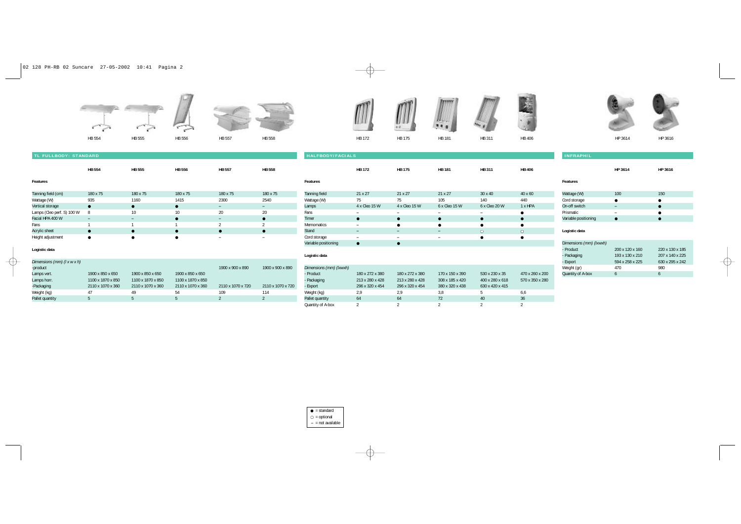HB 554 HB 555 HB 556 HB 557 HB 558

HB 172 HB 175 HB 181 HB 311 HB 406

HP 3614 HP 3616

## TL FULLBODY: STANDARD

| | HB 554 | HB 555 | HB 556 | HB 557 | HB 558 |
|---|---|---|---|---|---|
| **Features** | | | | | |
| Tanning field (cm) | 180 x 75 | 180 x 75 | 180 x 75 | 180 x 75 | 180 x 75 |
| Wattage (W) | 935 | 1160 | 1415 | 2300 | 2540 |
| Vertical storage | ● | ● | ● | – | – |
| Lamps (Cleo perf. S) 100 W | 8 | 10 | 10 | 20 | 20 |
| Facial HPA 400 W | – | – | ● | – | ● |
| Fans | 1 | 1 | 1 | 2 | 2 |
| Acrylic sheet | ● | ● | ● | ● | ● |
| Height adjustment | ● | ● | ● | – | – |
| **Logistic data** | | | | | |
| *Dimensions (mm) (l x w x h)* | | | | | |
| -product | | | | 1900 x 900 x 890 | 1900 x 900 x 890 |
| Lamps vert. | 1900 x 850 x 650 | 1900 x 850 x 650 | 1900 x 850 x 650 | | |
| Lamps horr. | 1100 x 1870 x 850 | 1100 x 1870 x 850 | 1100 x 1870 x 850 | | |
| -Packaging | 2110 x 1070 x 360 | 2110 x 1070 x 360 | 2110 x 1070 x 360 | 2110 x 1070 x 720 | 2110 x 1070 x 720 |
| Weight (kg) | 47 | 49 | 54 | 109 | 114 |
| Pallet quantity | 5 | 5 | 5 | 2 | 2 |

## HALFBODY/FACIALS

| | HB 172 | HB 175 | HB 181 | HB 311 | HB 406 |
|---|---|---|---|---|---|
| **Features** | | | | | |
| Tanning field | 21 x 27 | 21 x 27 | 21 x 27 | 30 x 40 | 40 x 60 |
| Wattage (W) | 75 | 75 | 105 | 140 | 440 |
| Lamps | 4 x Cleo 15 W | 4 x Cleo 15 W | 6 x Cleo 15 W | 6 x Cleo 20 W | 1 x HPA |
| Fans | – | – | – | – | ● |
| Timer | ● | ● | ● | ● | ● |
| Memomatics | – | ● | ● | ● | ● |
| Stand | – | – | – | ○ | ○ |
| Cord storage | – | – | – | ● | ● |
| Variable positioning | ● | ● | | | |
| **Logistic data** | | | | | |
| *Dimensions (mm) (lxwxh)* | | | | | |
| - Product | 180 x 272 x 380 | 180 x 272 x 380 | 170 x 150 x 390 | 530 x 230 x 35 | 470 x 260 x 200 |
| - Packaging | 213 x 280 x 428 | 213 x 280 x 428 | 308 x 185 x 420 | 400 x 280 x 618 | 570 x 350 x 280 |
| - Export | 296 x 320 x 454 | 296 x 320 x 454 | 380 x 320 x 438 | 630 x 420 x 415 | |
| Weight (kg) | 2,9 | 2,9 | 3,8 | 5 | 6,6 |
| Pallet quantity | 64 | 64 | 72 | 40 | 36 |
| Quantity of A-box | 2 | 2 | 2 | 2 | 2 |

## INFRAPHIL

| | HP 3614 | HP 3616 |
|---|---|---|
| **Features** | | |
| Wattage (W) | 100 | 150 |
| Cord storage | ● | ● |
| On-off switch | – | ● |
| Prismatic | – | ● |
| Variable positioning | ● | ● |
| **Logistic data** | | |
| *Dimensions (mm) (lxwxh)* | | |
| - Product | 200 x 120 x 160 | 220 x 130 x 185 |
| - Packaging | 193 x 130 x 210 | 207 x 140 x 225 |
| - Export | 594 x 258 x 225 | 630 x 295 x 242 |
| Weight (gr) | 470 | 980 |
| Quantity of A-box | 6 | 6 |

● = standard
○ = optional
– = not available